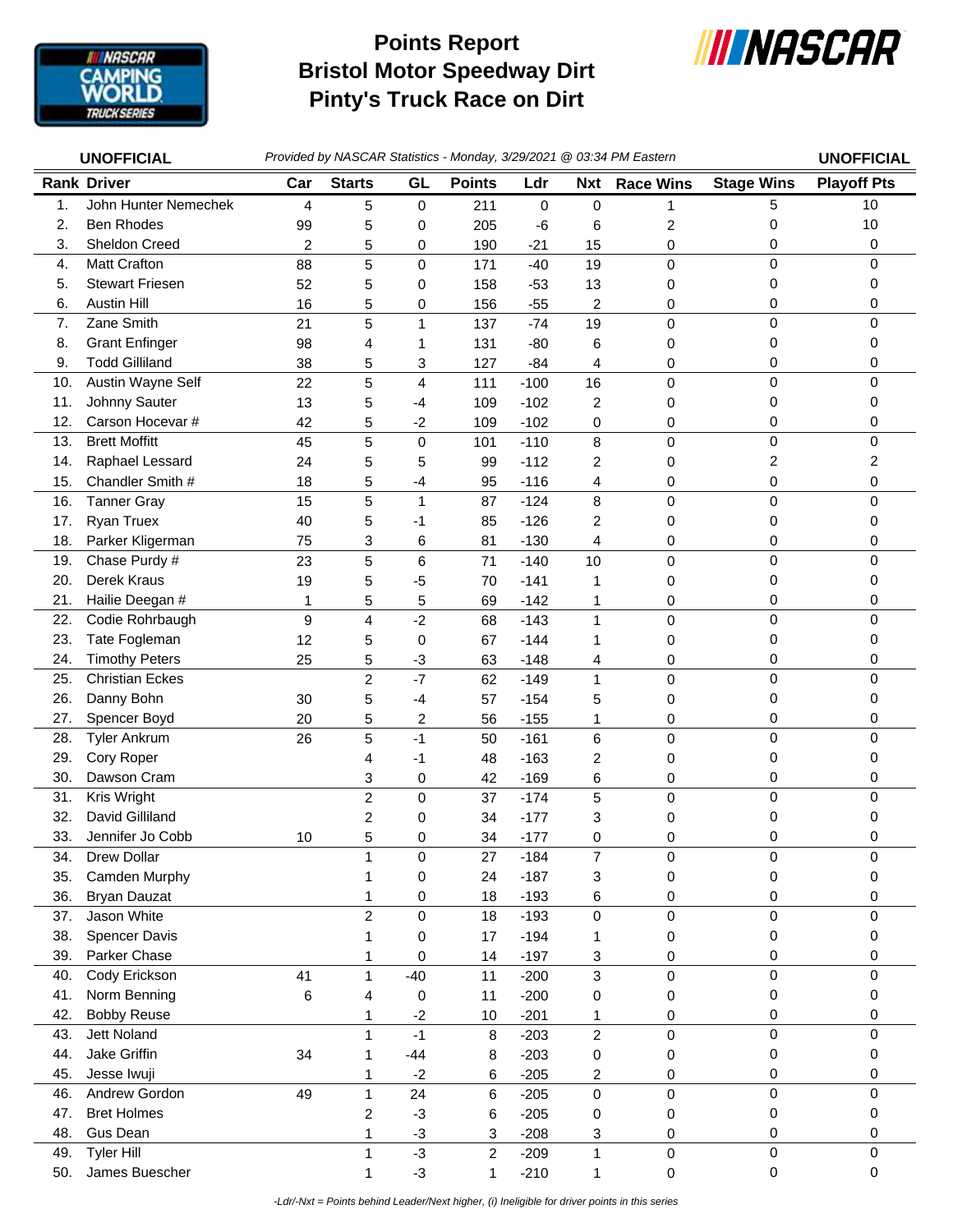# Points Report
# Bristol Motor Speedway Dirt
# Pinty's Truck Race on Dirt

**UNOFFICIAL** *Provided by NASCAR Statistics - Monday, 3/29/2021 @ 03:34 PM Eastern* **UNOFFICIAL**

| Rank | Driver | Car | Starts | GL | Points | Ldr | Nxt | Race Wins | Stage Wins | Playoff Pts |
|---|---|---|---|---|---|---|---|---|---|---|
| 1. | John Hunter Nemechek | 4 | 5 | 0 | 211 | 0 | 0 | 1 | 5 | 10 |
| 2. | Ben Rhodes | 99 | 5 | 0 | 205 | -6 | 6 | 2 | 0 | 10 |
| 3. | Sheldon Creed | 2 | 5 | 0 | 190 | -21 | 15 | 0 | 0 | 0 |
| 4. | Matt Crafton | 88 | 5 | 0 | 171 | -40 | 19 | 0 | 0 | 0 |
| 5. | Stewart Friesen | 52 | 5 | 0 | 158 | -53 | 13 | 0 | 0 | 0 |
| 6. | Austin Hill | 16 | 5 | 0 | 156 | -55 | 2 | 0 | 0 | 0 |
| 7. | Zane Smith | 21 | 5 | 1 | 137 | -74 | 19 | 0 | 0 | 0 |
| 8. | Grant Enfinger | 98 | 4 | 1 | 131 | -80 | 6 | 0 | 0 | 0 |
| 9. | Todd Gilliland | 38 | 5 | 3 | 127 | -84 | 4 | 0 | 0 | 0 |
| 10. | Austin Wayne Self | 22 | 5 | 4 | 111 | -100 | 16 | 0 | 0 | 0 |
| 11. | Johnny Sauter | 13 | 5 | -4 | 109 | -102 | 2 | 0 | 0 | 0 |
| 12. | Carson Hocevar # | 42 | 5 | -2 | 109 | -102 | 0 | 0 | 0 | 0 |
| 13. | Brett Moffitt | 45 | 5 | 0 | 101 | -110 | 8 | 0 | 0 | 0 |
| 14. | Raphael Lessard | 24 | 5 | 5 | 99 | -112 | 2 | 0 | 2 | 2 |
| 15. | Chandler Smith # | 18 | 5 | -4 | 95 | -116 | 4 | 0 | 0 | 0 |
| 16. | Tanner Gray | 15 | 5 | 1 | 87 | -124 | 8 | 0 | 0 | 0 |
| 17. | Ryan Truex | 40 | 5 | -1 | 85 | -126 | 2 | 0 | 0 | 0 |
| 18. | Parker Kligerman | 75 | 3 | 6 | 81 | -130 | 4 | 0 | 0 | 0 |
| 19. | Chase Purdy # | 23 | 5 | 6 | 71 | -140 | 10 | 0 | 0 | 0 |
| 20. | Derek Kraus | 19 | 5 | -5 | 70 | -141 | 1 | 0 | 0 | 0 |
| 21. | Hailie Deegan # | 1 | 5 | 5 | 69 | -142 | 1 | 0 | 0 | 0 |
| 22. | Codie Rohrbaugh | 9 | 4 | -2 | 68 | -143 | 1 | 0 | 0 | 0 |
| 23. | Tate Fogleman | 12 | 5 | 0 | 67 | -144 | 1 | 0 | 0 | 0 |
| 24. | Timothy Peters | 25 | 5 | -3 | 63 | -148 | 4 | 0 | 0 | 0 |
| 25. | Christian Eckes | | 2 | -7 | 62 | -149 | 1 | 0 | 0 | 0 |
| 26. | Danny Bohn | 30 | 5 | -4 | 57 | -154 | 5 | 0 | 0 | 0 |
| 27. | Spencer Boyd | 20 | 5 | 2 | 56 | -155 | 1 | 0 | 0 | 0 |
| 28. | Tyler Ankrum | 26 | 5 | -1 | 50 | -161 | 6 | 0 | 0 | 0 |
| 29. | Cory Roper | | 4 | -1 | 48 | -163 | 2 | 0 | 0 | 0 |
| 30. | Dawson Cram | | 3 | 0 | 42 | -169 | 6 | 0 | 0 | 0 |
| 31. | Kris Wright | | 2 | 0 | 37 | -174 | 5 | 0 | 0 | 0 |
| 32. | David Gilliland | | 2 | 0 | 34 | -177 | 3 | 0 | 0 | 0 |
| 33. | Jennifer Jo Cobb | 10 | 5 | 0 | 34 | -177 | 0 | 0 | 0 | 0 |
| 34. | Drew Dollar | | 1 | 0 | 27 | -184 | 7 | 0 | 0 | 0 |
| 35. | Camden Murphy | | 1 | 0 | 24 | -187 | 3 | 0 | 0 | 0 |
| 36. | Bryan Dauzat | | 1 | 0 | 18 | -193 | 6 | 0 | 0 | 0 |
| 37. | Jason White | | 2 | 0 | 18 | -193 | 0 | 0 | 0 | 0 |
| 38. | Spencer Davis | | 1 | 0 | 17 | -194 | 1 | 0 | 0 | 0 |
| 39. | Parker Chase | | 1 | 0 | 14 | -197 | 3 | 0 | 0 | 0 |
| 40. | Cody Erickson | 41 | 1 | -40 | 11 | -200 | 3 | 0 | 0 | 0 |
| 41. | Norm Benning | 6 | 4 | 0 | 11 | -200 | 0 | 0 | 0 | 0 |
| 42. | Bobby Reuse | | 1 | -2 | 10 | -201 | 1 | 0 | 0 | 0 |
| 43. | Jett Noland | | 1 | -1 | 8 | -203 | 2 | 0 | 0 | 0 |
| 44. | Jake Griffin | 34 | 1 | -44 | 8 | -203 | 0 | 0 | 0 | 0 |
| 45. | Jesse Iwuji | | 1 | -2 | 6 | -205 | 2 | 0 | 0 | 0 |
| 46. | Andrew Gordon | 49 | 1 | 24 | 6 | -205 | 0 | 0 | 0 | 0 |
| 47. | Bret Holmes | | 2 | -3 | 6 | -205 | 0 | 0 | 0 | 0 |
| 48. | Gus Dean | | 1 | -3 | 3 | -208 | 3 | 0 | 0 | 0 |
| 49. | Tyler Hill | | 1 | -3 | 2 | -209 | 1 | 0 | 0 | 0 |
| 50. | James Buescher | | 1 | -3 | 1 | -210 | 1 | 0 | 0 | 0 |

*-Ldr/-Nxt = Points behind Leader/Next higher, (i) Ineligible for driver points in this series*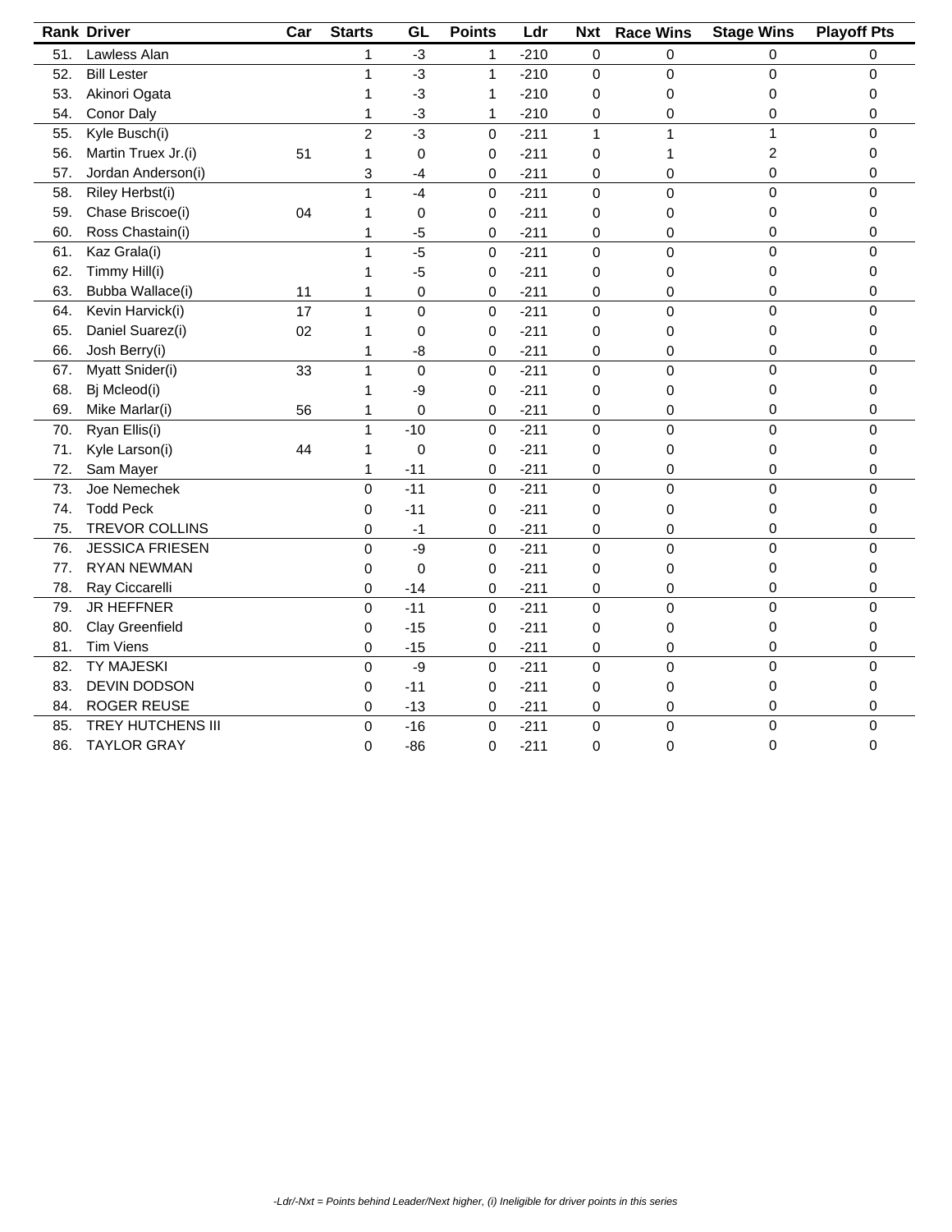| Rank | Driver | Car | Starts | GL | Points | Ldr | Nxt | Race Wins | Stage Wins | Playoff Pts |
|---|---|---|---|---|---|---|---|---|---|---|
| 51. | Lawless Alan | | 1 | -3 | 1 | -210 | 0 | 0 | 0 | 0 |
| 52. | Bill Lester | | 1 | -3 | 1 | -210 | 0 | 0 | 0 | 0 |
| 53. | Akinori Ogata | | 1 | -3 | 1 | -210 | 0 | 0 | 0 | 0 |
| 54. | Conor Daly | | 1 | -3 | 1 | -210 | 0 | 0 | 0 | 0 |
| 55. | Kyle Busch(i) | | 2 | -3 | 0 | -211 | 1 | 1 | 1 | 0 |
| 56. | Martin Truex Jr.(i) | 51 | 1 | 0 | 0 | -211 | 0 | 1 | 2 | 0 |
| 57. | Jordan Anderson(i) | | 3 | -4 | 0 | -211 | 0 | 0 | 0 | 0 |
| 58. | Riley Herbst(i) | | 1 | -4 | 0 | -211 | 0 | 0 | 0 | 0 |
| 59. | Chase Briscoe(i) | 04 | 1 | 0 | 0 | -211 | 0 | 0 | 0 | 0 |
| 60. | Ross Chastain(i) | | 1 | -5 | 0 | -211 | 0 | 0 | 0 | 0 |
| 61. | Kaz Grala(i) | | 1 | -5 | 0 | -211 | 0 | 0 | 0 | 0 |
| 62. | Timmy Hill(i) | | 1 | -5 | 0 | -211 | 0 | 0 | 0 | 0 |
| 63. | Bubba Wallace(i) | 11 | 1 | 0 | 0 | -211 | 0 | 0 | 0 | 0 |
| 64. | Kevin Harvick(i) | 17 | 1 | 0 | 0 | -211 | 0 | 0 | 0 | 0 |
| 65. | Daniel Suarez(i) | 02 | 1 | 0 | 0 | -211 | 0 | 0 | 0 | 0 |
| 66. | Josh Berry(i) | | 1 | -8 | 0 | -211 | 0 | 0 | 0 | 0 |
| 67. | Myatt Snider(i) | 33 | 1 | 0 | 0 | -211 | 0 | 0 | 0 | 0 |
| 68. | Bj Mcleod(i) | | 1 | -9 | 0 | -211 | 0 | 0 | 0 | 0 |
| 69. | Mike Marlar(i) | 56 | 1 | 0 | 0 | -211 | 0 | 0 | 0 | 0 |
| 70. | Ryan Ellis(i) | | 1 | -10 | 0 | -211 | 0 | 0 | 0 | 0 |
| 71. | Kyle Larson(i) | 44 | 1 | 0 | 0 | -211 | 0 | 0 | 0 | 0 |
| 72. | Sam Mayer | | 1 | -11 | 0 | -211 | 0 | 0 | 0 | 0 |
| 73. | Joe Nemechek | | 0 | -11 | 0 | -211 | 0 | 0 | 0 | 0 |
| 74. | Todd Peck | | 0 | -11 | 0 | -211 | 0 | 0 | 0 | 0 |
| 75. | TREVOR COLLINS | | 0 | -1 | 0 | -211 | 0 | 0 | 0 | 0 |
| 76. | JESSICA FRIESEN | | 0 | -9 | 0 | -211 | 0 | 0 | 0 | 0 |
| 77. | RYAN NEWMAN | | 0 | 0 | 0 | -211 | 0 | 0 | 0 | 0 |
| 78. | Ray Ciccarelli | | 0 | -14 | 0 | -211 | 0 | 0 | 0 | 0 |
| 79. | JR HEFFNER | | 0 | -11 | 0 | -211 | 0 | 0 | 0 | 0 |
| 80. | Clay Greenfield | | 0 | -15 | 0 | -211 | 0 | 0 | 0 | 0 |
| 81. | Tim Viens | | 0 | -15 | 0 | -211 | 0 | 0 | 0 | 0 |
| 82. | TY MAJESKI | | 0 | -9 | 0 | -211 | 0 | 0 | 0 | 0 |
| 83. | DEVIN DODSON | | 0 | -11 | 0 | -211 | 0 | 0 | 0 | 0 |
| 84. | ROGER REUSE | | 0 | -13 | 0 | -211 | 0 | 0 | 0 | 0 |
| 85. | TREY HUTCHENS III | | 0 | -16 | 0 | -211 | 0 | 0 | 0 | 0 |
| 86. | TAYLOR GRAY | | 0 | -86 | 0 | -211 | 0 | 0 | 0 | 0 |

*-Ldr/-Nxt = Points behind Leader/Next higher, (i) Ineligible for driver points in this series*